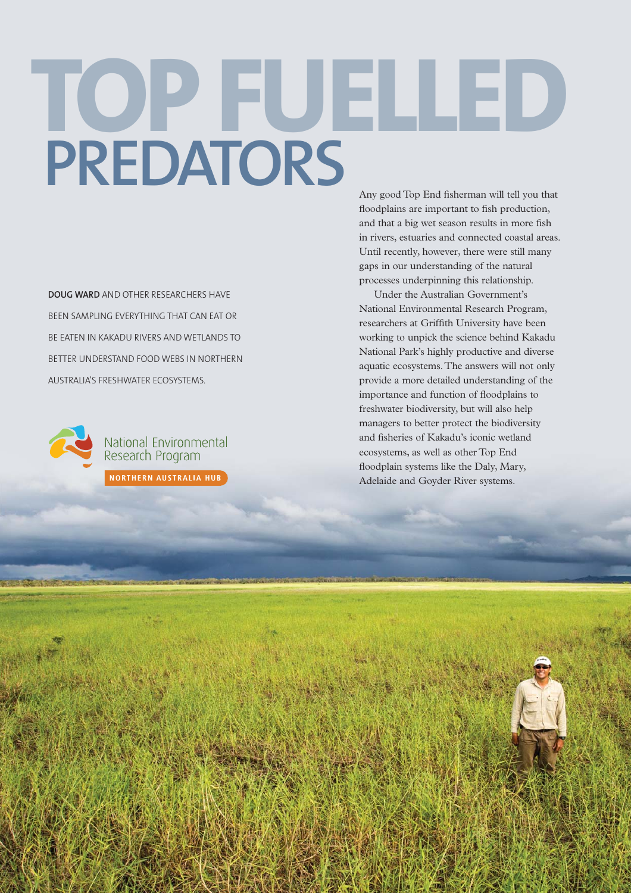# TOP FUELLED PREDATORS

**DOUG WARD** AND OTHER RESEARCHERS HAVE BEEN SAMPLING EVERYTHING THAT CAN EAT OR BE EATEN IN KAKADU RIVERS AND WETLANDS TO BETTER UNDERSTAND FOOD WEBS IN NORTHERN AUSTRALIA'S FRESHWATER ECOSYSTEMS.

National Environmental Research Program

NORTHERN AUSTRALIA HUB

Any good Top End fisherman will tell you that floodplains are important to fish production, and that a big wet season results in more fish in rivers, estuaries and connected coastal areas. Until recently, however, there were still many gaps in our understanding of the natural processes underpinning this relationship.

Under the Australian Government's National Environmental Research Program, researchers at Griffith University have been working to unpick the science behind Kakadu National Park's highly productive and diverse aquatic ecosystems. The answers will not only provide a more detailed understanding of the importance and function of floodplains to freshwater biodiversity, but will also help managers to better protect the biodiversity and fisheries of Kakadu's iconic wetland ecosystems, as well as other Top End floodplain systems like the Daly, Mary, Adelaide and Goyder River systems.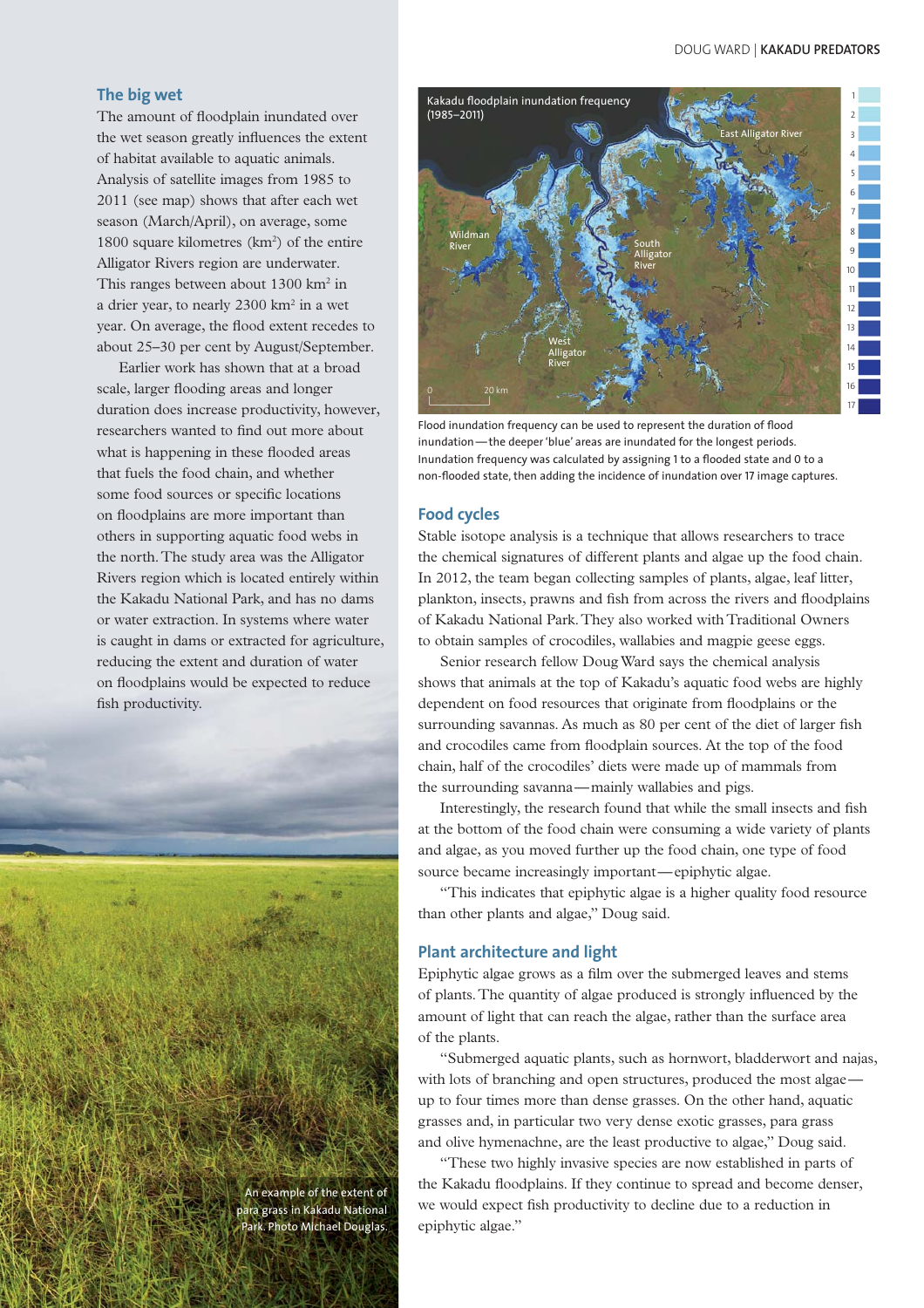## The big wet

The amount of floodplain inundated over the wet season greatly influences the extent of habitat available to aquatic animals. Analysis of satellite images from 1985 to 2011 (see map) shows that after each wet season (March/April), on average, some 1800 square kilometres (km$^2$) of the entire Alligator Rivers region are underwater. This ranges between about 1300 km$^2$ in a drier year, to nearly 2300 km$^2$ in a wet year. On average, the flood extent recedes to about 25–30 per cent by August/September.

Earlier work has shown that at a broad scale, larger flooding areas and longer duration does increase productivity, however, researchers wanted to find out more about what is happening in these flooded areas that fuels the food chain, and whether some food sources or specific locations on floodplains are more important than others in supporting aquatic food webs in the north. The study area was the Alligator Rivers region which is located entirely within the Kakadu National Park, and has no dams or water extraction. In systems where water is caught in dams or extracted for agriculture, reducing the extent and duration of water on floodplains would be expected to reduce fish productivity.

An example of the extent of para grass in Kakadu National Park. Photo Michael Douglas.

Kakadu floodplain inundation frequency (1985–2011)

Flood inundation frequency can be used to represent the duration of flood inundation—the deeper 'blue' areas are inundated for the longest periods. Inundation frequency was calculated by assigning 1 to a flooded state and 0 to a non-flooded state, then adding the incidence of inundation over 17 image captures.

## Food cycles

Stable isotope analysis is a technique that allows researchers to trace the chemical signatures of different plants and algae up the food chain. In 2012, the team began collecting samples of plants, algae, leaf litter, plankton, insects, prawns and fish from across the rivers and floodplains of Kakadu National Park. They also worked with Traditional Owners to obtain samples of crocodiles, wallabies and magpie geese eggs.

Senior research fellow Doug Ward says the chemical analysis shows that animals at the top of Kakadu's aquatic food webs are highly dependent on food resources that originate from floodplains or the surrounding savannas. As much as 80 per cent of the diet of larger fish and crocodiles came from floodplain sources. At the top of the food chain, half of the crocodiles' diets were made up of mammals from the surrounding savanna—mainly wallabies and pigs.

Interestingly, the research found that while the small insects and fish at the bottom of the food chain were consuming a wide variety of plants and algae, as you moved further up the food chain, one type of food source became increasingly important—epiphytic algae.

"This indicates that epiphytic algae is a higher quality food resource than other plants and algae," Doug said.

## Plant architecture and light

Epiphytic algae grows as a film over the submerged leaves and stems of plants. The quantity of algae produced is strongly influenced by the amount of light that can reach the algae, rather than the surface area of the plants.

"Submerged aquatic plants, such as hornwort, bladderwort and najas, with lots of branching and open structures, produced the most algae—up to four times more than dense grasses. On the other hand, aquatic grasses and, in particular two very dense exotic grasses, para grass and olive hymenachne, are the least productive to algae," Doug said.

"These two highly invasive species are now established in parts of the Kakadu floodplains. If they continue to spread and become denser, we would expect fish productivity to decline due to a reduction in epiphytic algae."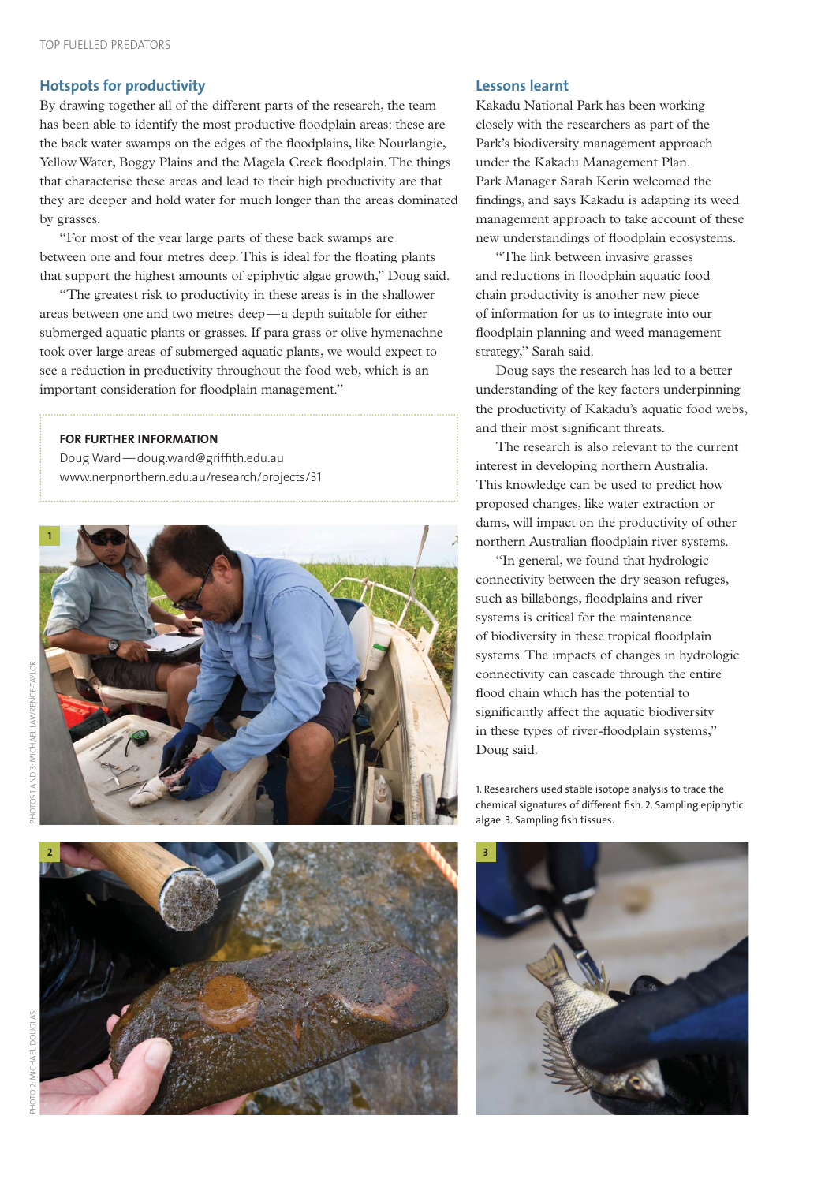## Hotspots for productivity

By drawing together all of the different parts of the research, the team has been able to identify the most productive floodplain areas: these are the back water swamps on the edges of the floodplains, like Nourlangie, Yellow Water, Boggy Plains and the Magela Creek floodplain. The things that characterise these areas and lead to their high productivity are that they are deeper and hold water for much longer than the areas dominated by grasses.

"For most of the year large parts of these back swamps are between one and four metres deep. This is ideal for the floating plants that support the highest amounts of epiphytic algae growth," Doug said.

"The greatest risk to productivity in these areas is in the shallower areas between one and two metres deep—a depth suitable for either submerged aquatic plants or grasses. If para grass or olive hymenachne took over large areas of submerged aquatic plants, we would expect to see a reduction in productivity throughout the food web, which is an important consideration for floodplain management."

**FOR FURTHER INFORMATION**
Doug Ward—doug.ward@griffith.edu.au
www.nerpnorthern.edu.au/research/projects/31

PHOTOS 1 AND 3: MICHAEL LAWRENCE-TAYLOR

PHOTO 2: MICHAEL DOUGLAS

## Lessons learnt

Kakadu National Park has been working closely with the researchers as part of the Park's biodiversity management approach under the Kakadu Management Plan. Park Manager Sarah Kerin welcomed the findings, and says Kakadu is adapting its weed management approach to take account of these new understandings of floodplain ecosystems.

"The link between invasive grasses and reductions in floodplain aquatic food chain productivity is another new piece of information for us to integrate into our floodplain planning and weed management strategy," Sarah said.

Doug says the research has led to a better understanding of the key factors underpinning the productivity of Kakadu's aquatic food webs, and their most significant threats.

The research is also relevant to the current interest in developing northern Australia. This knowledge can be used to predict how proposed changes, like water extraction or dams, will impact on the productivity of other northern Australian floodplain river systems.

"In general, we found that hydrologic connectivity between the dry season refuges, such as billabongs, floodplains and river systems is critical for the maintenance of biodiversity in these tropical floodplain systems. The impacts of changes in hydrologic connectivity can cascade through the entire flood chain which has the potential to significantly affect the aquatic biodiversity in these types of river-floodplain systems," Doug said.

1. Researchers used stable isotope analysis to trace the chemical signatures of different fish. 2. Sampling epiphytic algae. 3. Sampling fish tissues.